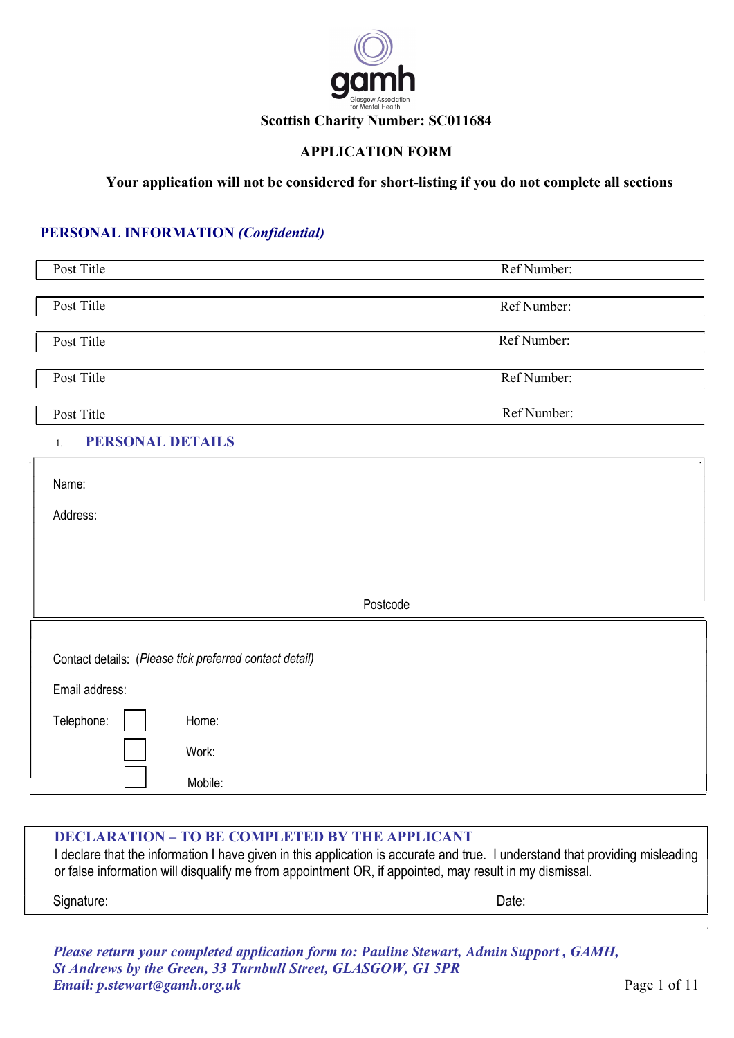gamh

Glasgow Association for Mental Health

**Scottish Charity Number: SC011684**

## APPLICATION FORM

**Your application will not be considered for short-listing if you do not complete all sections**

## PERSONAL INFORMATION *(Confidential)*

| Post Title | Ref Number: |
|---|---|

| Post Title | Ref Number: |
|---|---|

| Post Title | Ref Number: |
|---|---|

| Post Title | Ref Number: |
|---|---|

| Post Title | Ref Number: |
|---|---|

### 1. PERSONAL DETAILS

Name:

Address:

Postcode

Contact details: (*Please tick preferred contact detail)*

Email address:

Telephone: ☐ Home:

☐ Work:

☐ Mobile:

### DECLARATION – TO BE COMPLETED BY THE APPLICANT

I declare that the information I have given in this application is accurate and true. I understand that providing misleading or false information will disqualify me from appointment OR, if appointed, may result in my dismissal.

Signature: ______________________________ Date:

***Please return your completed application form to: Pauline Stewart, Admin Support , GAMH, St Andrews by the Green, 33 Turnbull Street, GLASGOW, G1 5PR***
***Email: p.stewart@gamh.org.uk***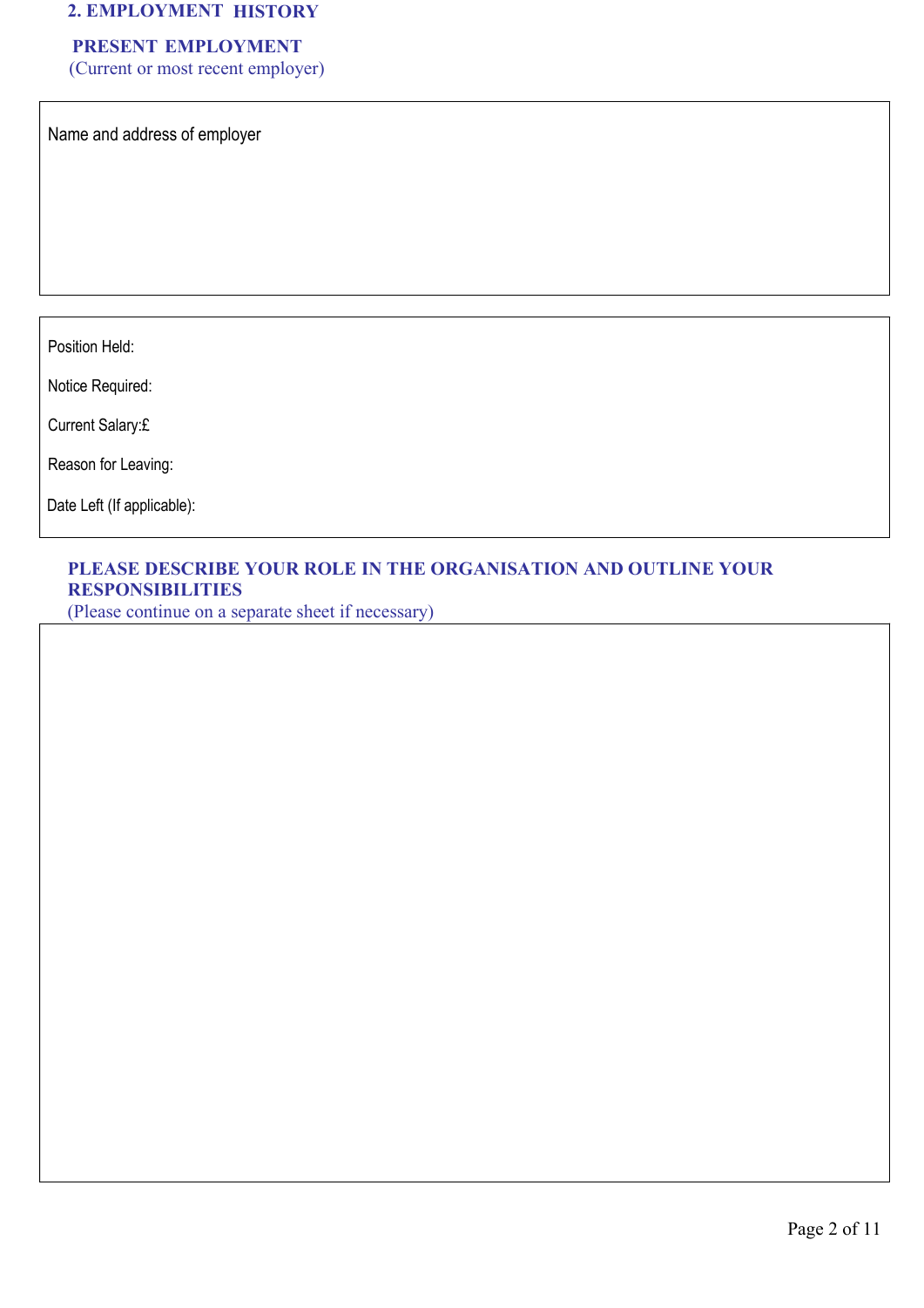## 2. EMPLOYMENT HISTORY

### PRESENT EMPLOYMENT

(Current or most recent employer)

Name and address of employer

Position Held:

Notice Required:

Current Salary:£

Reason for Leaving:

Date Left (If applicable):

### PLEASE DESCRIBE YOUR ROLE IN THE ORGANISATION AND OUTLINE YOUR RESPONSIBILITIES

(Please continue on a separate sheet if necessary)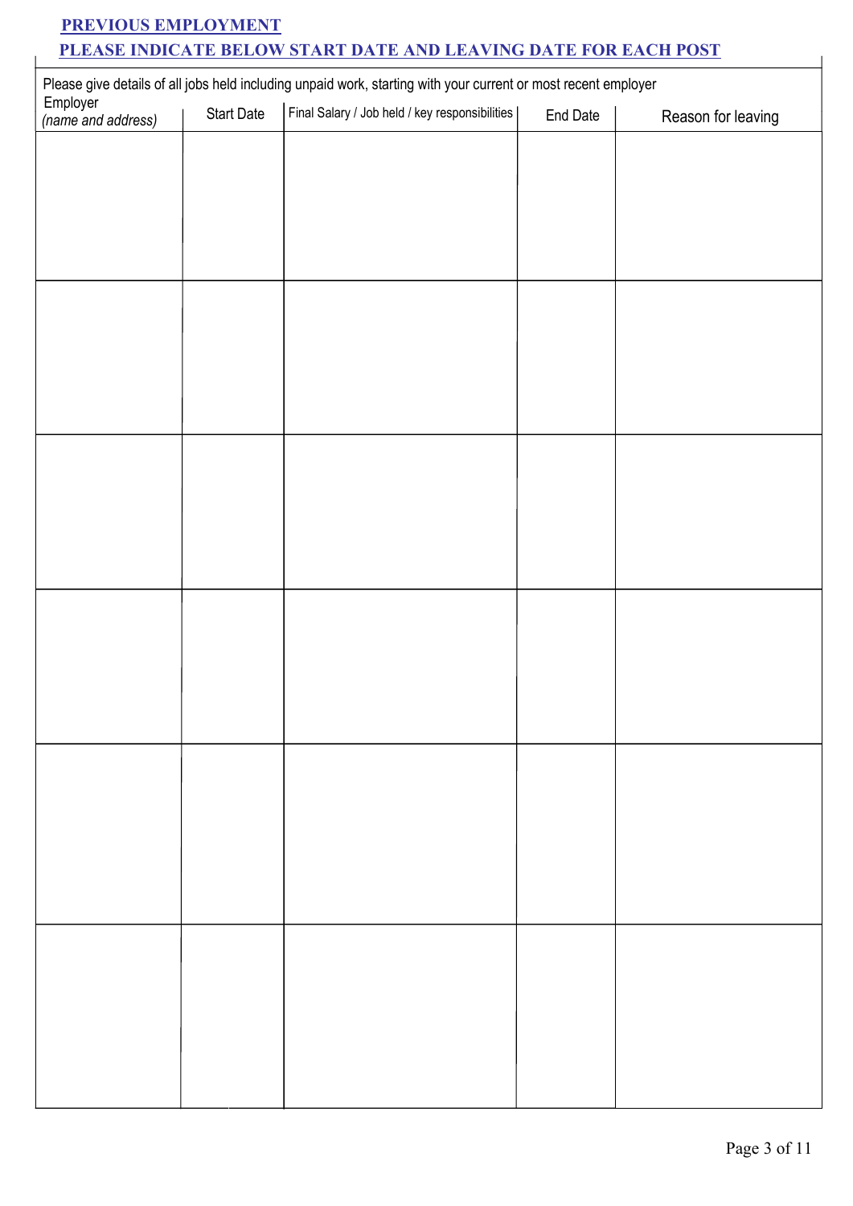**PREVIOUS EMPLOYMENT**

**PLEASE INDICATE BELOW START DATE AND LEAVING DATE FOR EACH POST**

Please give details of all jobs held including unpaid work, starting with your current or most recent employer

| Employer *(name and address)* | Start Date | Final Salary / Job held / key responsibilities | End Date | Reason for leaving |
|---|---|---|---|---|
| | | | | |
| | | | | |
| | | | | |
| | | | | |
| | | | | |
| | | | | |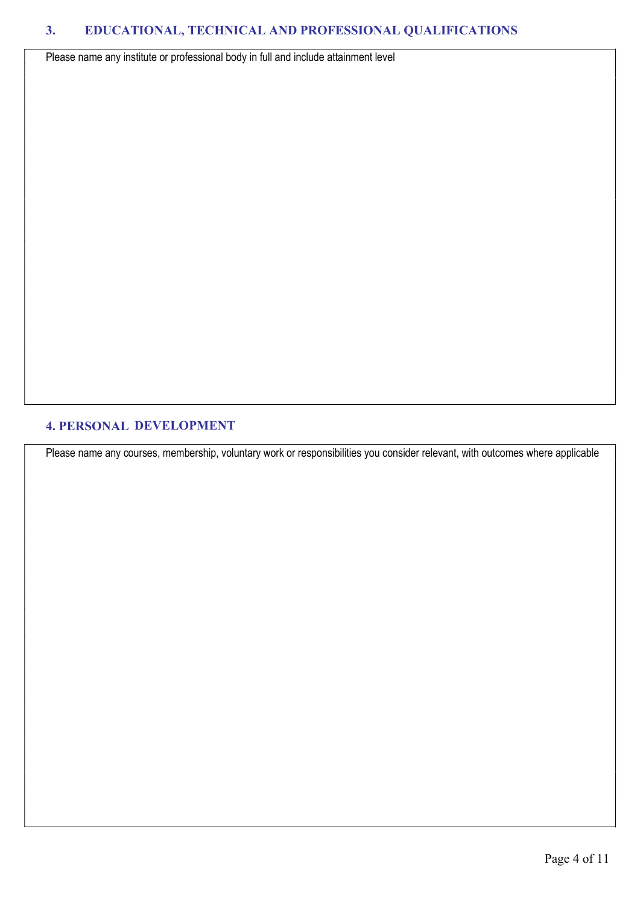## 3. EDUCATIONAL, TECHNICAL AND PROFESSIONAL QUALIFICATIONS

Please name any institute or professional body in full and include attainment level

## 4. PERSONAL DEVELOPMENT

Please name any courses, membership, voluntary work or responsibilities you consider relevant, with outcomes where applicable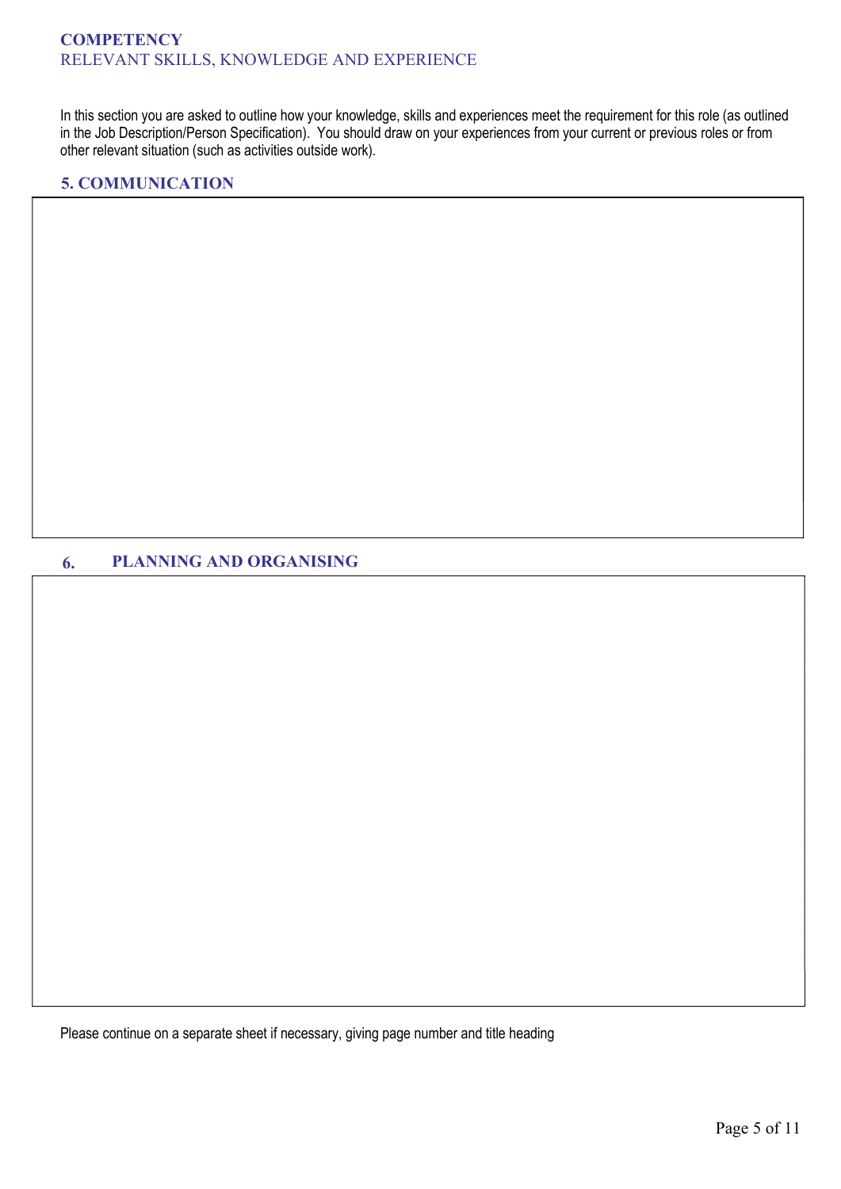## COMPETENCY

RELEVANT SKILLS, KNOWLEDGE AND EXPERIENCE

In this section you are asked to outline how your knowledge, skills and experiences meet the requirement for this role (as outlined in the Job Description/Person Specification). You should draw on your experiences from your current or previous roles or from other relevant situation (such as activities outside work).

### 5. COMMUNICATION

### 6. PLANNING AND ORGANISING

Please continue on a separate sheet if necessary, giving page number and title heading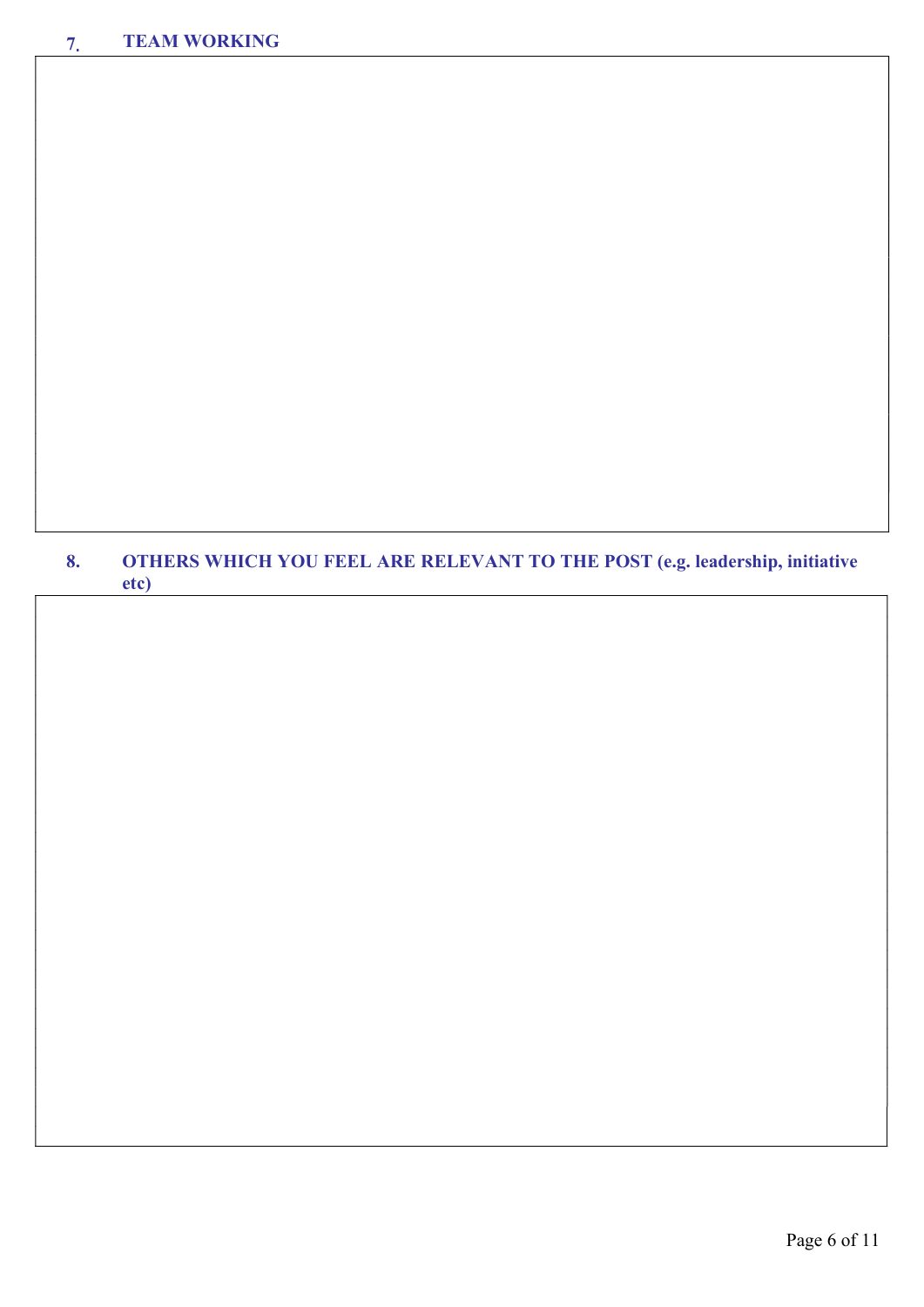## 7. TEAM WORKING

## 8. OTHERS WHICH YOU FEEL ARE RELEVANT TO THE POST (e.g. leadership, initiative etc)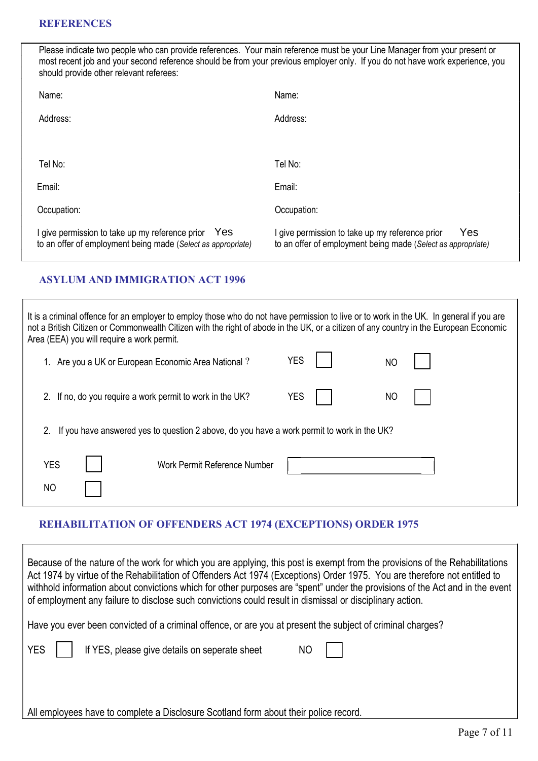## REFERENCES

Please indicate two people who can provide references. Your main reference must be your Line Manager from your present or most recent job and your second reference should be from your previous employer only. If you do not have work experience, you should provide other relevant referees:

| | |
|---|---|
| Name: | Name: |
| Address: | Address: |
| Tel No: | Tel No: |
| Email: | Email: |
| Occupation: | Occupation: |
| I give permission to take up my reference prior to an offer of employment being made (*Select as appropriate*) Yes | I give permission to take up my reference prior to an offer of employment being made (*Select as appropriate*) Yes |

## ASYLUM AND IMMIGRATION ACT 1996

It is a criminal offence for an employer to employ those who do not have permission to live or to work in the UK. In general if you are not a British Citizen or Commonwealth Citizen with the right of abode in the UK, or a citizen of any country in the European Economic Area (EEA) you will require a work permit.

1. Are you a UK or European Economic Area National ? YES ☐ NO ☐
2. If no, do you require a work permit to work in the UK? YES ☐ NO ☐
2. If you have answered yes to question 2 above, do you have a work permit to work in the UK?

YES ☐ Work Permit Reference Number ____________

NO ☐

## REHABILITATION OF OFFENDERS ACT 1974 (EXCEPTIONS) ORDER 1975

Because of the nature of the work for which you are applying, this post is exempt from the provisions of the Rehabilitations Act 1974 by virtue of the Rehabilitation of Offenders Act 1974 (Exceptions) Order 1975. You are therefore not entitled to withhold information about convictions which for other purposes are "spent" under the provisions of the Act and in the event of employment any failure to disclose such convictions could result in dismissal or disciplinary action.

Have you ever been convicted of a criminal offence, or are you at present the subject of criminal charges?

YES ☐ If YES, please give details on seperate sheet NO ☐

All employees have to complete a Disclosure Scotland form about their police record.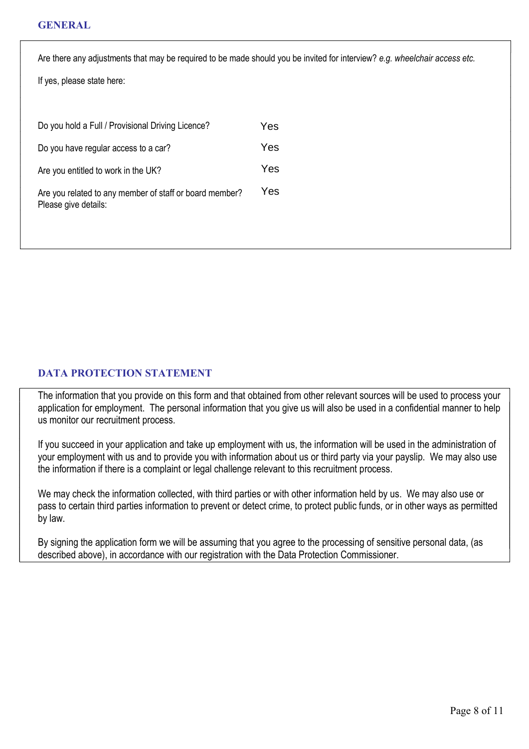## GENERAL

Are there any adjustments that may be required to be made should you be invited for interview? *e.g. wheelchair access etc.*

If yes, please state here:

| | |
|---|---|
| Do you hold a Full / Provisional Driving Licence? | Yes |
| Do you have regular access to a car? | Yes |
| Are you entitled to work in the UK? | Yes |
| Are you related to any member of staff or board member? Please give details: | Yes |

## DATA PROTECTION STATEMENT

The information that you provide on this form and that obtained from other relevant sources will be used to process your application for employment. The personal information that you give us will also be used in a confidential manner to help us monitor our recruitment process.

If you succeed in your application and take up employment with us, the information will be used in the administration of your employment with us and to provide you with information about us or third party via your payslip. We may also use the information if there is a complaint or legal challenge relevant to this recruitment process.

We may check the information collected, with third parties or with other information held by us. We may also use or pass to certain third parties information to prevent or detect crime, to protect public funds, or in other ways as permitted by law.

By signing the application form we will be assuming that you agree to the processing of sensitive personal data, (as described above), in accordance with our registration with the Data Protection Commissioner.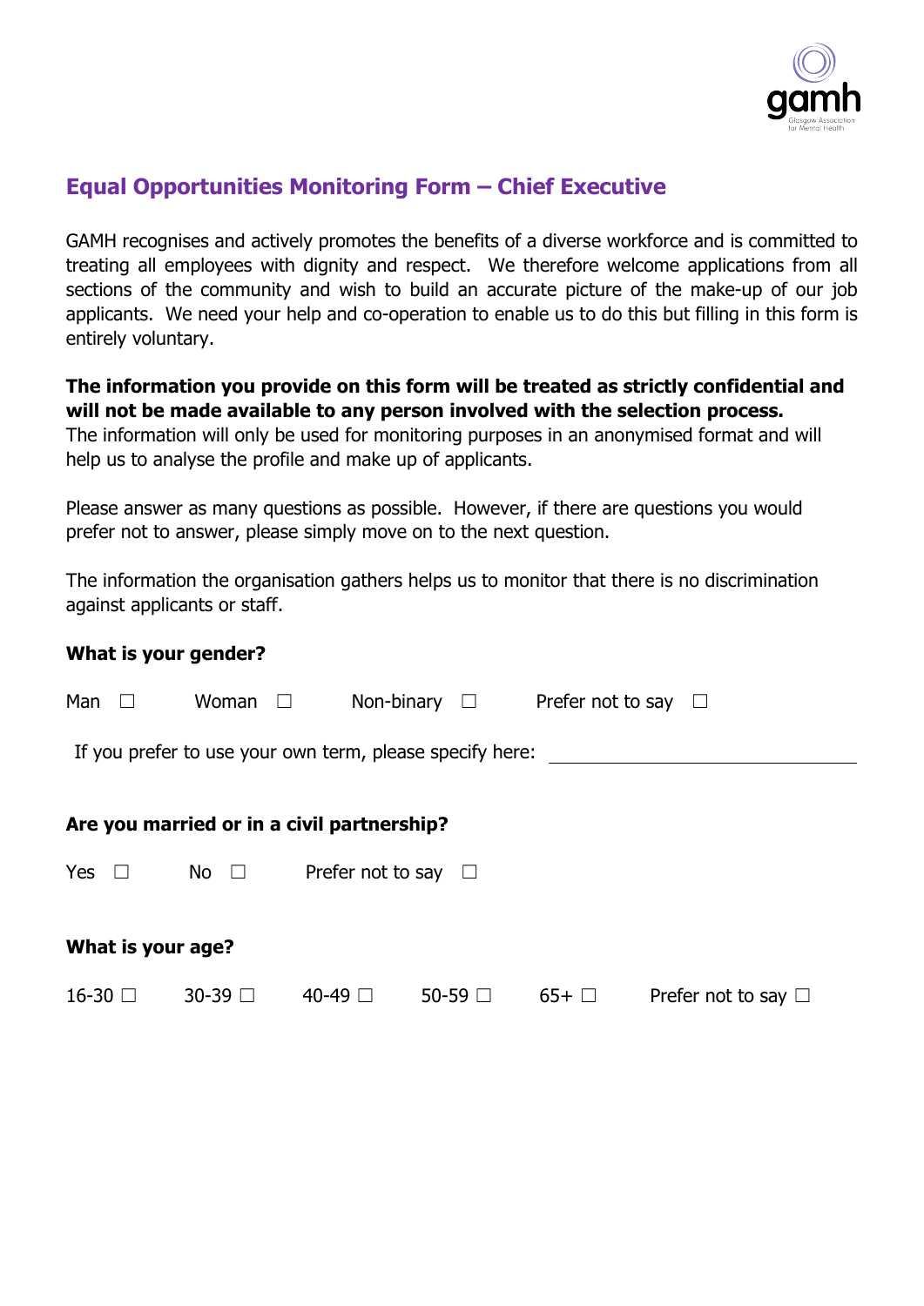## Equal Opportunities Monitoring Form – Chief Executive

GAMH recognises and actively promotes the benefits of a diverse workforce and is committed to treating all employees with dignity and respect. We therefore welcome applications from all sections of the community and wish to build an accurate picture of the make-up of our job applicants. We need your help and co-operation to enable us to do this but filling in this form is entirely voluntary.

**The information you provide on this form will be treated as strictly confidential and will not be made available to any person involved with the selection process.** The information will only be used for monitoring purposes in an anonymised format and will help us to analyse the profile and make up of applicants.

Please answer as many questions as possible. However, if there are questions you would prefer not to answer, please simply move on to the next question.

The information the organisation gathers helps us to monitor that there is no discrimination against applicants or staff.

**What is your gender?**

Man ☐ Woman ☐ Non-binary ☐ Prefer not to say ☐

If you prefer to use your own term, please specify here: ____________________

**Are you married or in a civil partnership?**

Yes ☐ No ☐ Prefer not to say ☐

**What is your age?**

16-30 ☐ 30-39 ☐ 40-49 ☐ 50-59 ☐ 65+ ☐ Prefer not to say ☐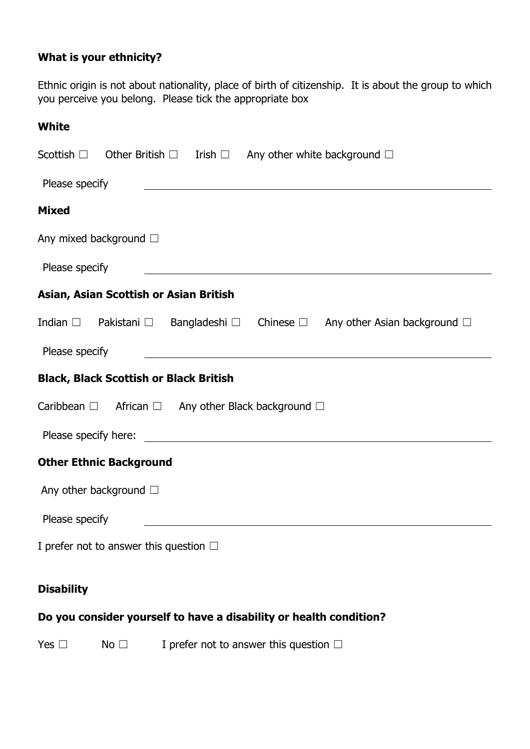**What is your ethnicity?**

Ethnic origin is not about nationality, place of birth of citizenship. It is about the group to which you perceive you belong. Please tick the appropriate box

**White**

Scottish ☐ Other British ☐ Irish ☐ Any other white background ☐

Please specify ______________________________________________

**Mixed**

Any mixed background ☐

Please specify ______________________________________________

**Asian, Asian Scottish or Asian British**

Indian ☐ Pakistani ☐ Bangladeshi ☐ Chinese ☐ Any other Asian background ☐

Please specify ______________________________________________

**Black, Black Scottish or Black British**

Caribbean ☐ African ☐ Any other Black background ☐

Please specify here: ______________________________________________

**Other Ethnic Background**

Any other background ☐

Please specify ______________________________________________

I prefer not to answer this question ☐

**Disability**

**Do you consider yourself to have a disability or health condition?**

Yes ☐ No ☐ I prefer not to answer this question ☐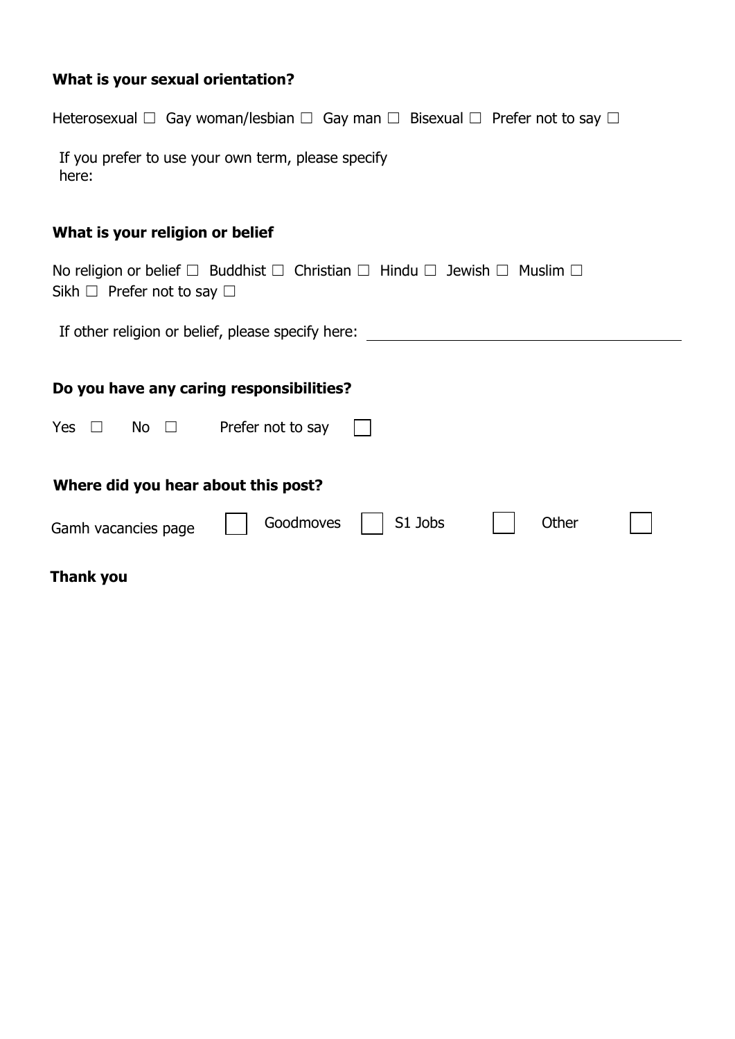**What is your sexual orientation?**

Heterosexual ☐ Gay woman/lesbian ☐ Gay man ☐ Bisexual ☐ Prefer not to say ☐

If you prefer to use your own term, please specify here:

**What is your religion or belief**

No religion or belief ☐ Buddhist ☐ Christian ☐ Hindu ☐ Jewish ☐ Muslim ☐
Sikh ☐ Prefer not to say ☐

If other religion or belief, please specify here: ______________________________

**Do you have any caring responsibilities?**

Yes ☐ No ☐ Prefer not to say ☐

**Where did you hear about this post?**

Gamh vacancies page ☐ Goodmoves ☐ S1 Jobs ☐ Other ☐

**Thank you**